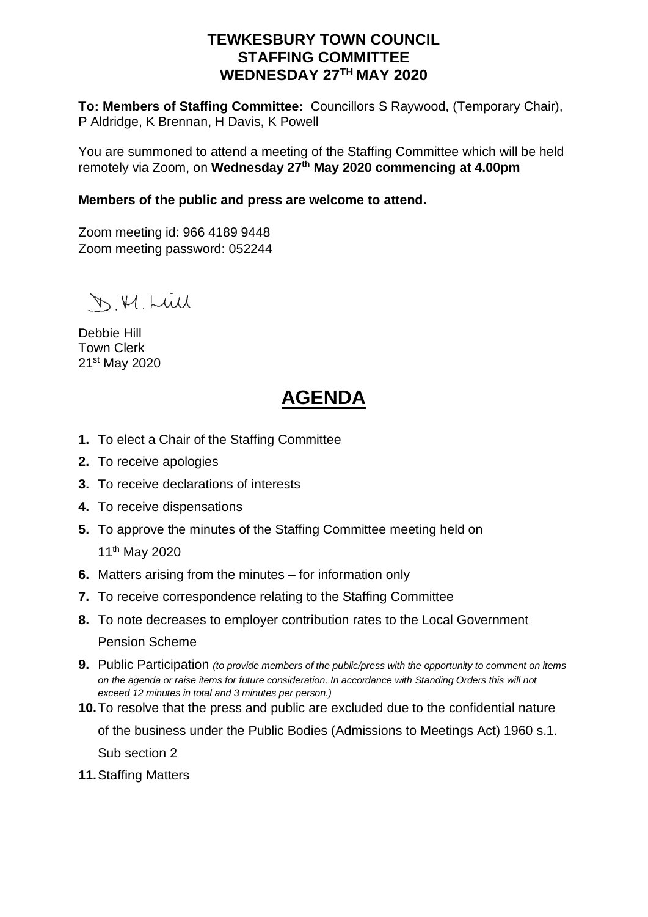# TEWKESBURY TOWN COUNCIL
# STAFFING COMMITTEE
# WEDNESDAY 27TH MAY 2020

**To: Members of Staffing Committee:** Councillors S Raywood, (Temporary Chair), P Aldridge, K Brennan, H Davis, K Powell

You are summoned to attend a meeting of the Staffing Committee which will be held remotely via Zoom, on **Wednesday 27th May 2020 commencing at 4.00pm**

**Members of the public and press are welcome to attend.**

Zoom meeting id: 966 4189 9448
Zoom meeting password: 052244

D.H.Hill

Debbie Hill
Town Clerk
21st May 2020

## AGENDA

1. To elect a Chair of the Staffing Committee
2. To receive apologies
3. To receive declarations of interests
4. To receive dispensations
5. To approve the minutes of the Staffing Committee meeting held on 11th May 2020
6. Matters arising from the minutes – for information only
7. To receive correspondence relating to the Staffing Committee
8. To note decreases to employer contribution rates to the Local Government Pension Scheme
9. Public Participation *(to provide members of the public/press with the opportunity to comment on items on the agenda or raise items for future consideration. In accordance with Standing Orders this will not exceed 12 minutes in total and 3 minutes per person.)*
10. To resolve that the press and public are excluded due to the confidential nature of the business under the Public Bodies (Admissions to Meetings Act) 1960 s.1. Sub section 2
11. Staffing Matters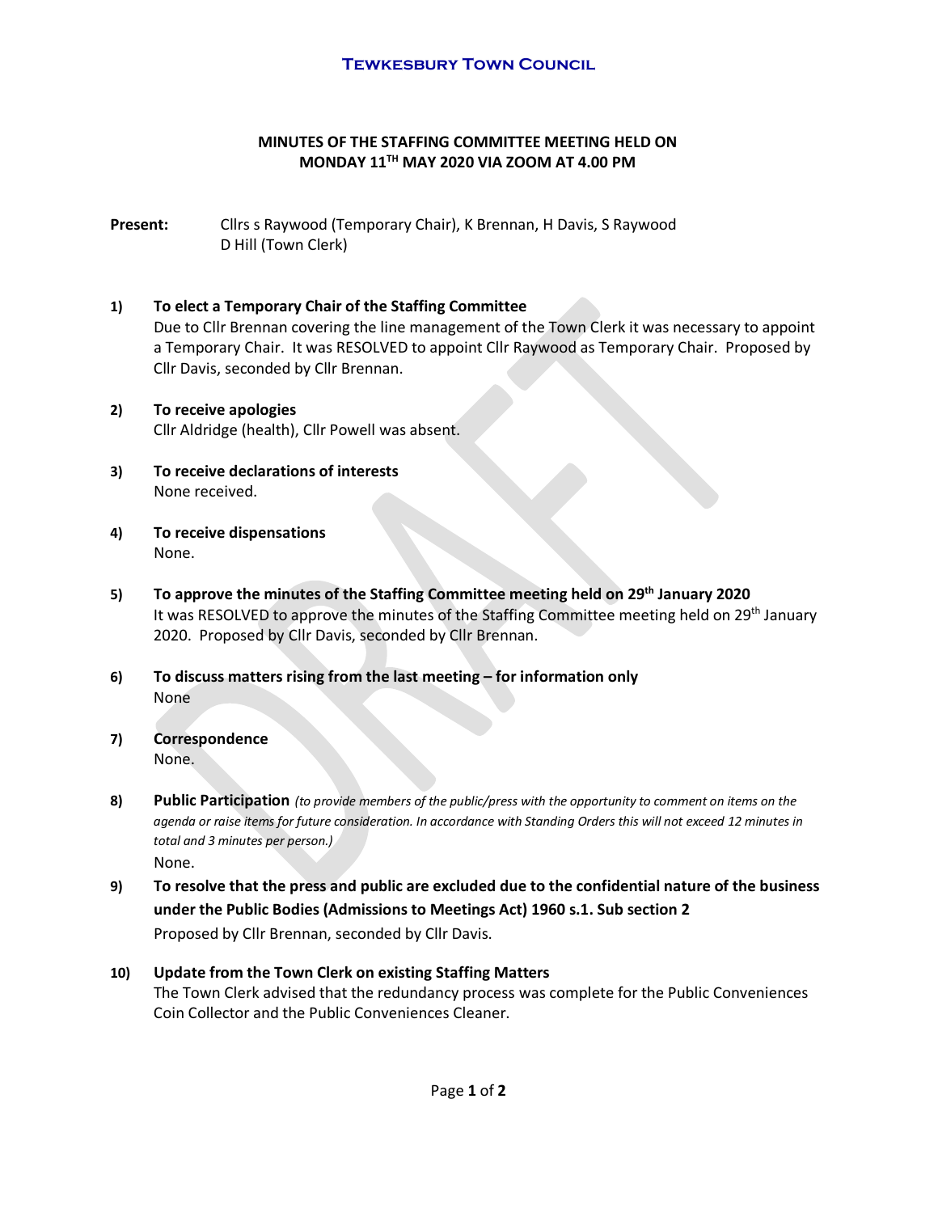**Tewkesbury Town Council**

**MINUTES OF THE STAFFING COMMITTEE MEETING HELD ON MONDAY 11TH MAY 2020 VIA ZOOM AT 4.00 PM**

**Present:** Cllrs s Raywood (Temporary Chair), K Brennan, H Davis, S Raywood
D Hill (Town Clerk)

**1) To elect a Temporary Chair of the Staffing Committee**
Due to Cllr Brennan covering the line management of the Town Clerk it was necessary to appoint a Temporary Chair. It was RESOLVED to appoint Cllr Raywood as Temporary Chair. Proposed by Cllr Davis, seconded by Cllr Brennan.

**2) To receive apologies**
Cllr Aldridge (health), Cllr Powell was absent.

**3) To receive declarations of interests**
None received.

**4) To receive dispensations**
None.

**5) To approve the minutes of the Staffing Committee meeting held on 29th January 2020**
It was RESOLVED to approve the minutes of the Staffing Committee meeting held on 29th January 2020. Proposed by Cllr Davis, seconded by Cllr Brennan.

**6) To discuss matters rising from the last meeting – for information only**
None

**7) Correspondence**
None.

**8) Public Participation** *(to provide members of the public/press with the opportunity to comment on items on the agenda or raise items for future consideration. In accordance with Standing Orders this will not exceed 12 minutes in total and 3 minutes per person.)*
None.

**9) To resolve that the press and public are excluded due to the confidential nature of the business under the Public Bodies (Admissions to Meetings Act) 1960 s.1. Sub section 2**
Proposed by Cllr Brennan, seconded by Cllr Davis.

**10) Update from the Town Clerk on existing Staffing Matters**
The Town Clerk advised that the redundancy process was complete for the Public Conveniences Coin Collector and the Public Conveniences Cleaner.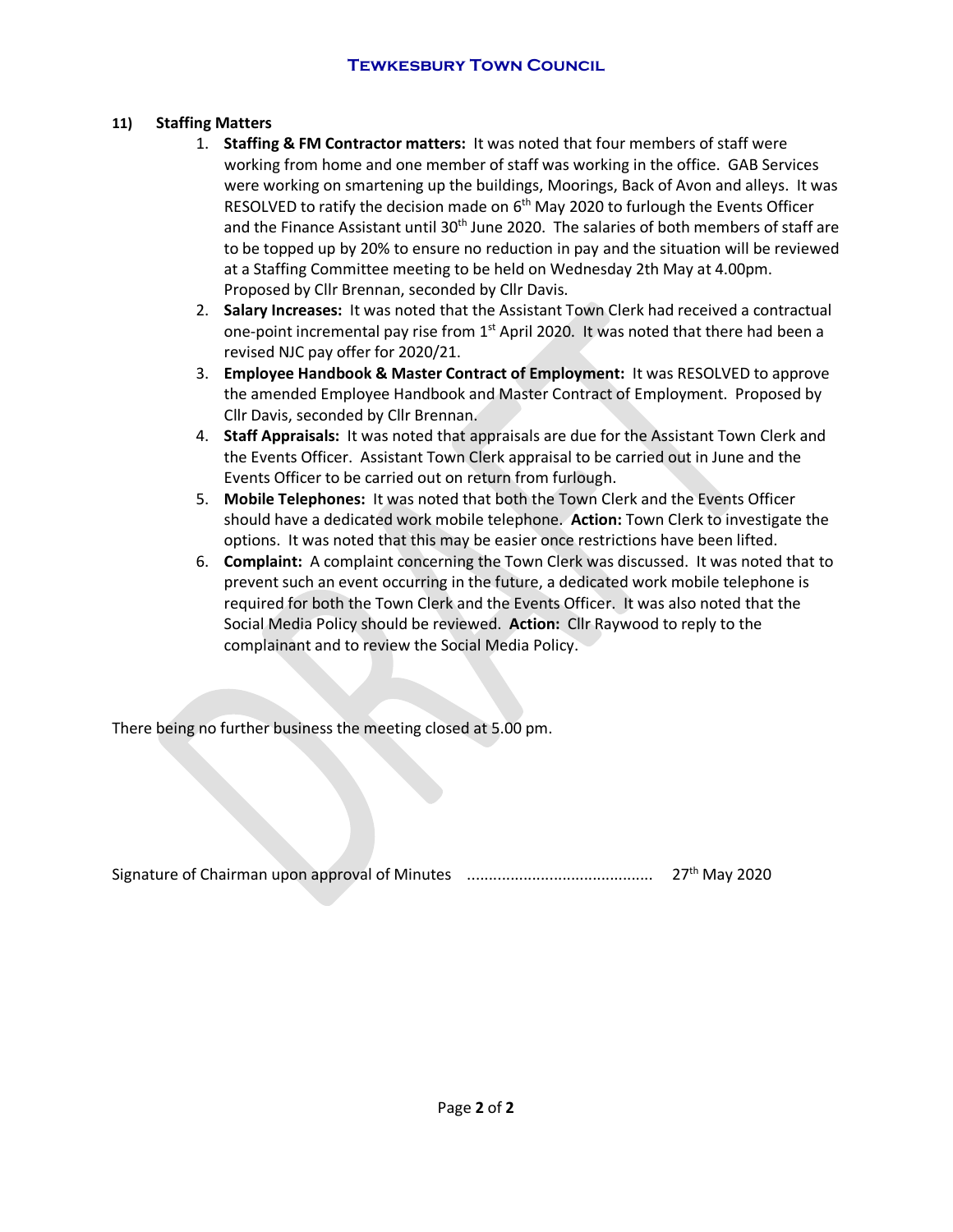## 11) Staffing Matters

1. **Staffing & FM Contractor matters:** It was noted that four members of staff were working from home and one member of staff was working in the office. GAB Services were working on smartening up the buildings, Moorings, Back of Avon and alleys. It was RESOLVED to ratify the decision made on 6th May 2020 to furlough the Events Officer and the Finance Assistant until 30th June 2020. The salaries of both members of staff are to be topped up by 20% to ensure no reduction in pay and the situation will be reviewed at a Staffing Committee meeting to be held on Wednesday 2th May at 4.00pm. Proposed by Cllr Brennan, seconded by Cllr Davis.
2. **Salary Increases:** It was noted that the Assistant Town Clerk had received a contractual one-point incremental pay rise from 1st April 2020. It was noted that there had been a revised NJC pay offer for 2020/21.
3. **Employee Handbook & Master Contract of Employment:** It was RESOLVED to approve the amended Employee Handbook and Master Contract of Employment. Proposed by Cllr Davis, seconded by Cllr Brennan.
4. **Staff Appraisals:** It was noted that appraisals are due for the Assistant Town Clerk and the Events Officer. Assistant Town Clerk appraisal to be carried out in June and the Events Officer to be carried out on return from furlough.
5. **Mobile Telephones:** It was noted that both the Town Clerk and the Events Officer should have a dedicated work mobile telephone. **Action:** Town Clerk to investigate the options. It was noted that this may be easier once restrictions have been lifted.
6. **Complaint:** A complaint concerning the Town Clerk was discussed. It was noted that to prevent such an event occurring in the future, a dedicated work mobile telephone is required for both the Town Clerk and the Events Officer. It was also noted that the Social Media Policy should be reviewed. **Action:** Cllr Raywood to reply to the complainant and to review the Social Media Policy.

There being no further business the meeting closed at 5.00 pm.

Signature of Chairman upon approval of Minutes .......................................... 27th May 2020